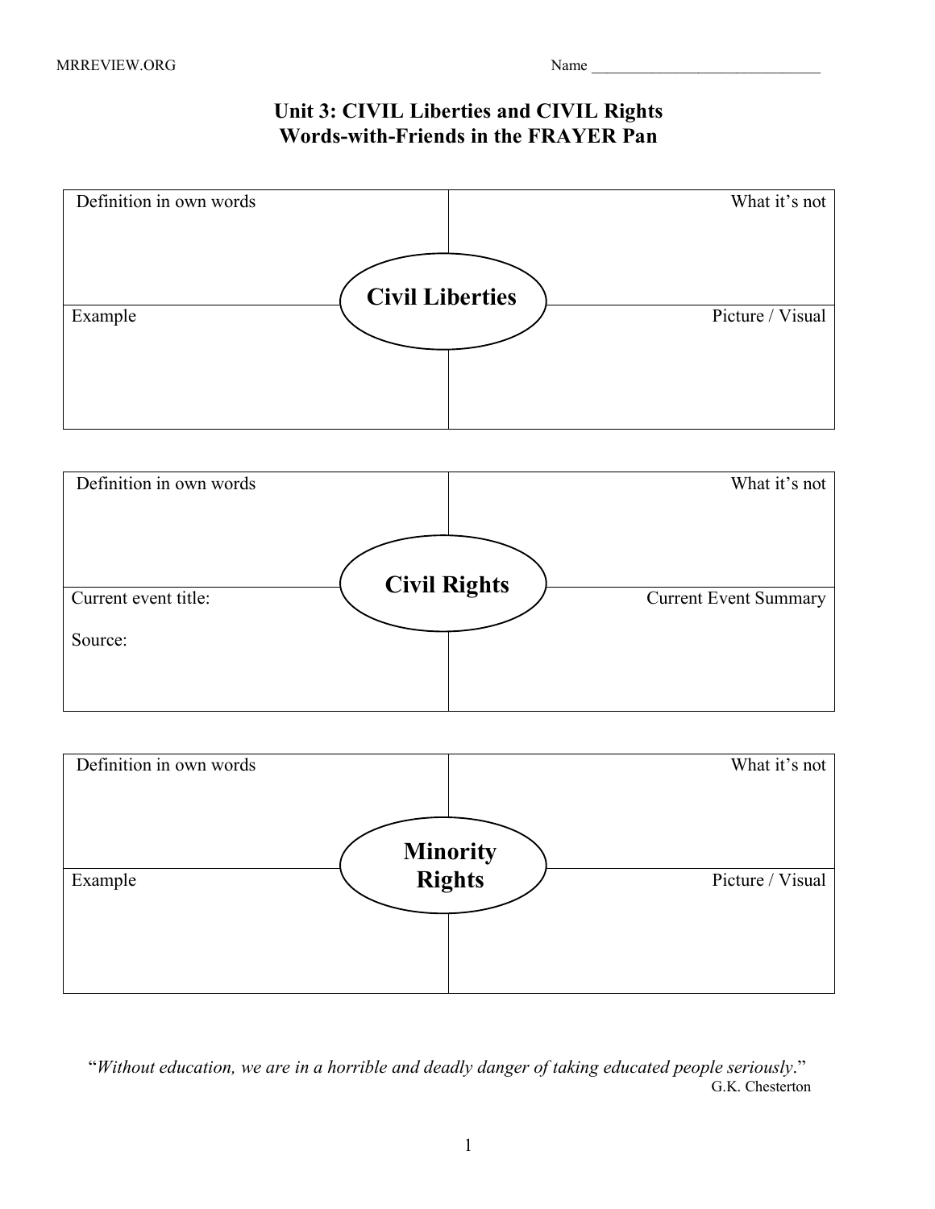Name ______________________________

# Unit 3: CIVIL Liberties and CIVIL Rights
## Words-with-Friends in the FRAYER Pan

### Civil Liberties

| Definition in own words | What it's not |
|---|---|
| | |
| **Example** | **Picture / Visual** |
| | |

### Civil Rights

| Definition in own words | What it's not |
|---|---|
| | |
| **Current event title:**<br><br>**Source:** | **Current Event Summary** |
| | |

### Minority Rights

| Definition in own words | What it's not |
|---|---|
| | |
| **Example** | **Picture / Visual** |
| | |

"*Without education, we are in a horrible and deadly danger of taking educated people seriously*."
G.K. Chesterton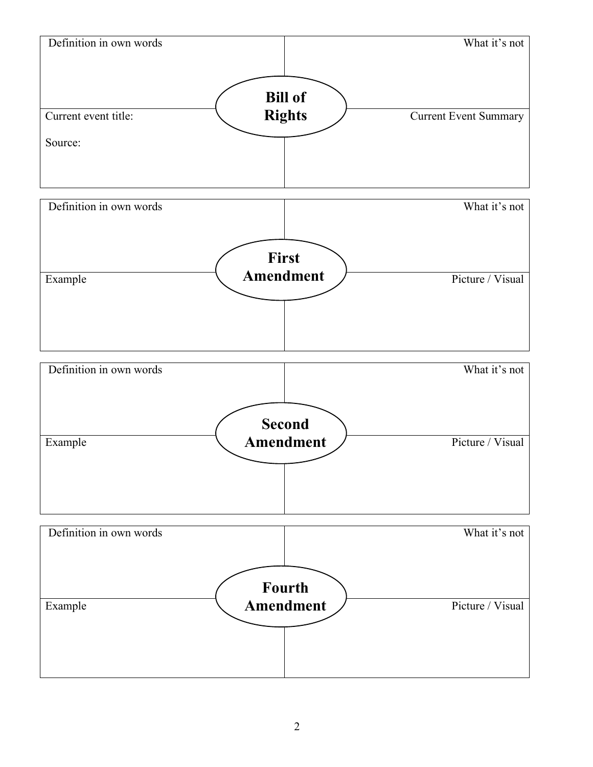| Definition in own words | What it's not |
|---|---|
| **Bill of Rights** | |
| Current event title:<br><br>Source: | Current Event Summary |

| Definition in own words | What it's not |
|---|---|
| **First Amendment** | |
| Example | Picture / Visual |

| Definition in own words | What it's not |
|---|---|
| **Second Amendment** | |
| Example | Picture / Visual |

| Definition in own words | What it's not |
|---|---|
| **Fourth Amendment** | |
| Example | Picture / Visual |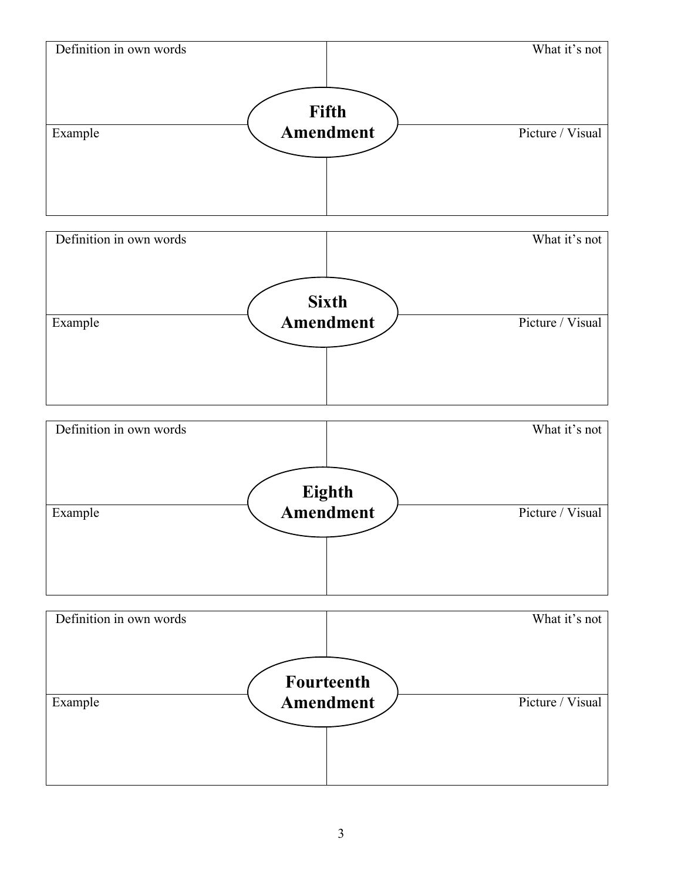| Definition in own words | What it's not |
| --- | --- |
| **Fifth Amendment** | |
| Example | Picture / Visual |

| Definition in own words | What it's not |
| --- | --- |
| **Sixth Amendment** | |
| Example | Picture / Visual |

| Definition in own words | What it's not |
| --- | --- |
| **Eighth Amendment** | |
| Example | Picture / Visual |

| Definition in own words | What it's not |
| --- | --- |
| **Fourteenth Amendment** | |
| Example | Picture / Visual |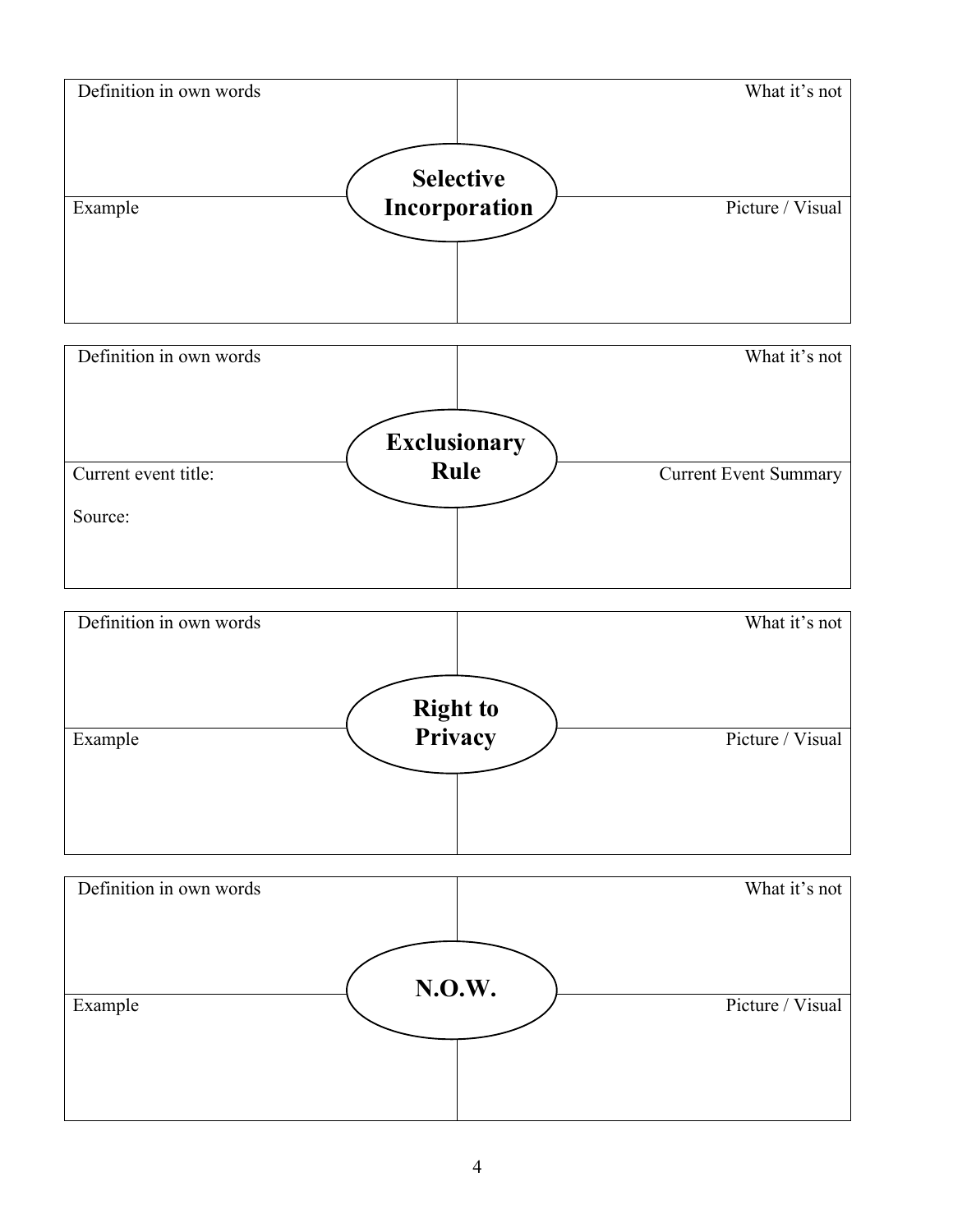## Selective Incorporation

| Definition in own words | What it's not |
| --- | --- |
| | |
| **Example** | **Picture / Visual** |
| | |

## Exclusionary Rule

| Definition in own words | What it's not |
| --- | --- |
| | |
| **Current event title:**<br><br>**Source:** | **Current Event Summary** |
| | |

## Right to Privacy

| Definition in own words | What it's not |
| --- | --- |
| | |
| **Example** | **Picture / Visual** |
| | |

## N.O.W.

| Definition in own words | What it's not |
| --- | --- |
| | |
| **Example** | **Picture / Visual** |
| | |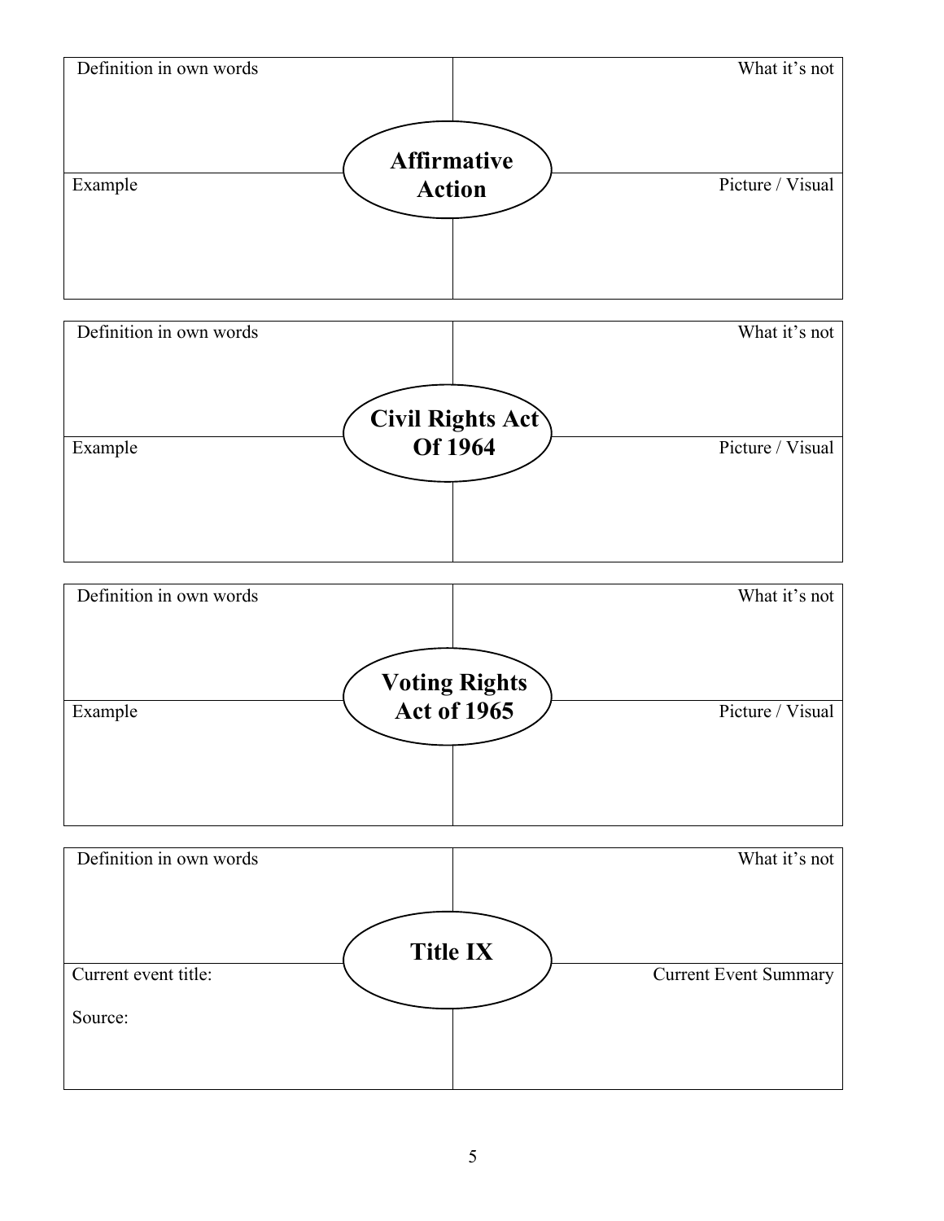| Definition in own words | What it's not |
| --- | --- |
| **Affirmative Action** | |
| Example | Picture / Visual |

| Definition in own words | What it's not |
| --- | --- |
| **Civil Rights Act Of 1964** | |
| Example | Picture / Visual |

| Definition in own words | What it's not |
| --- | --- |
| **Voting Rights Act of 1965** | |
| Example | Picture / Visual |

| Definition in own words | What it's not |
| --- | --- |
| **Title IX** | |
| Current event title:<br><br>Source: | Current Event Summary |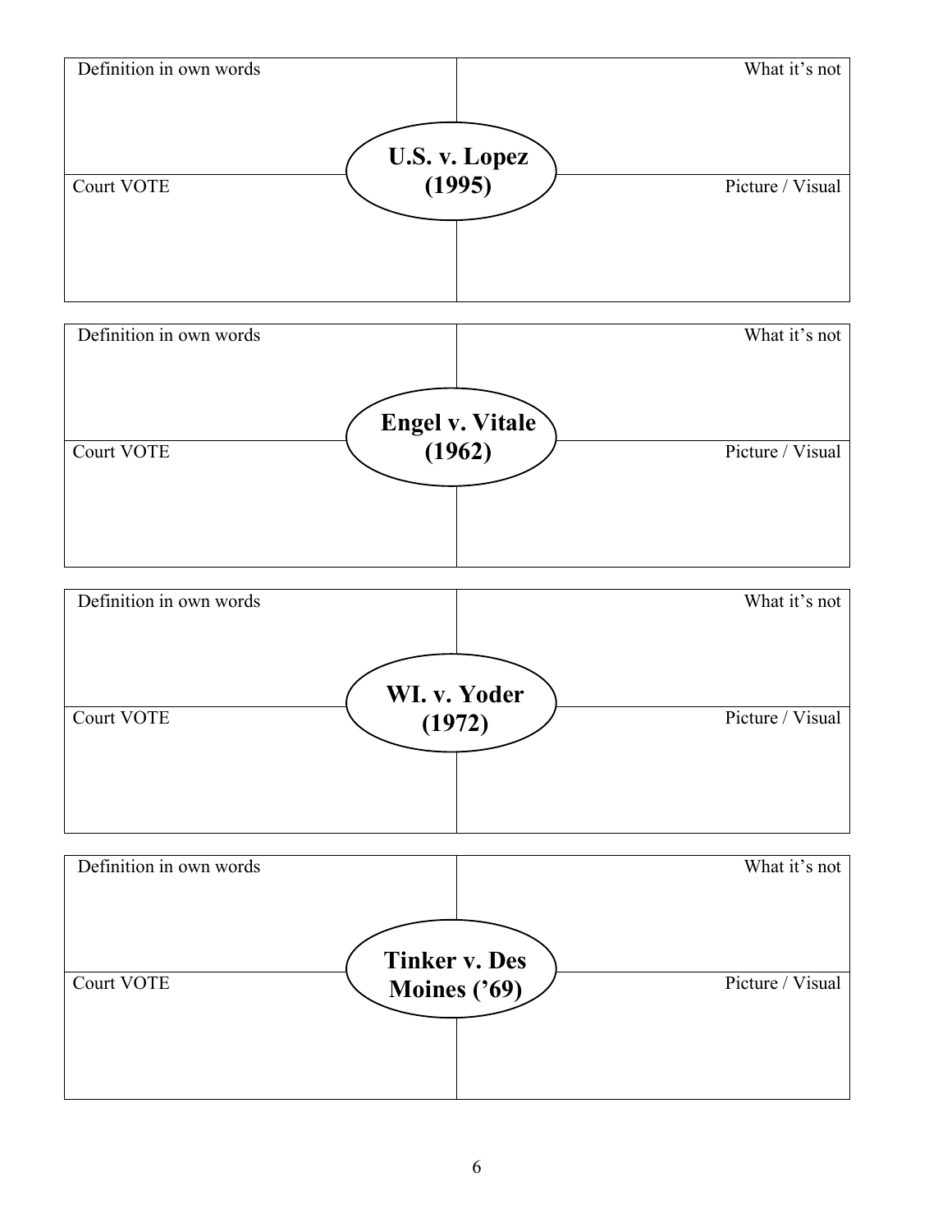| Definition in own words | What it's not |
| --- | --- |
| **U.S. v. Lopez (1995)** | |
| Court VOTE | Picture / Visual |

| Definition in own words | What it's not |
| --- | --- |
| **Engel v. Vitale (1962)** | |
| Court VOTE | Picture / Visual |

| Definition in own words | What it's not |
| --- | --- |
| **WI. v. Yoder (1972)** | |
| Court VOTE | Picture / Visual |

| Definition in own words | What it's not |
| --- | --- |
| **Tinker v. Des Moines ('69)** | |
| Court VOTE | Picture / Visual |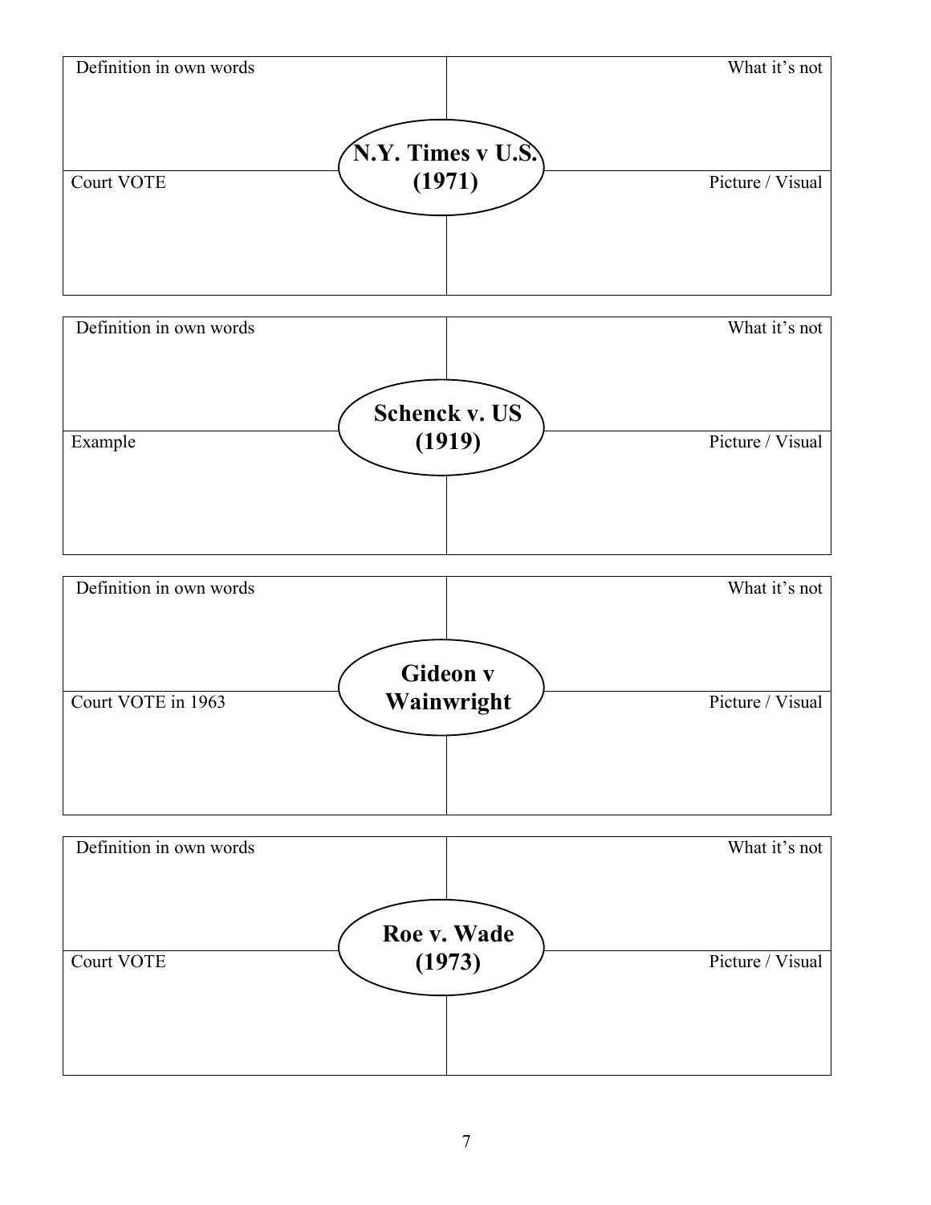## N.Y. Times v U.S. (1971)

| Definition in own words | What it's not |
|---|---|
| | |
| **Court VOTE** | **Picture / Visual** |
| | |

## Schenck v. US (1919)

| Definition in own words | What it's not |
|---|---|
| | |
| **Example** | **Picture / Visual** |
| | |

## Gideon v Wainwright

| Definition in own words | What it's not |
|---|---|
| | |
| **Court VOTE in 1963** | **Picture / Visual** |
| | |

## Roe v. Wade (1973)

| Definition in own words | What it's not |
|---|---|
| | |
| **Court VOTE** | **Picture / Visual** |
| | |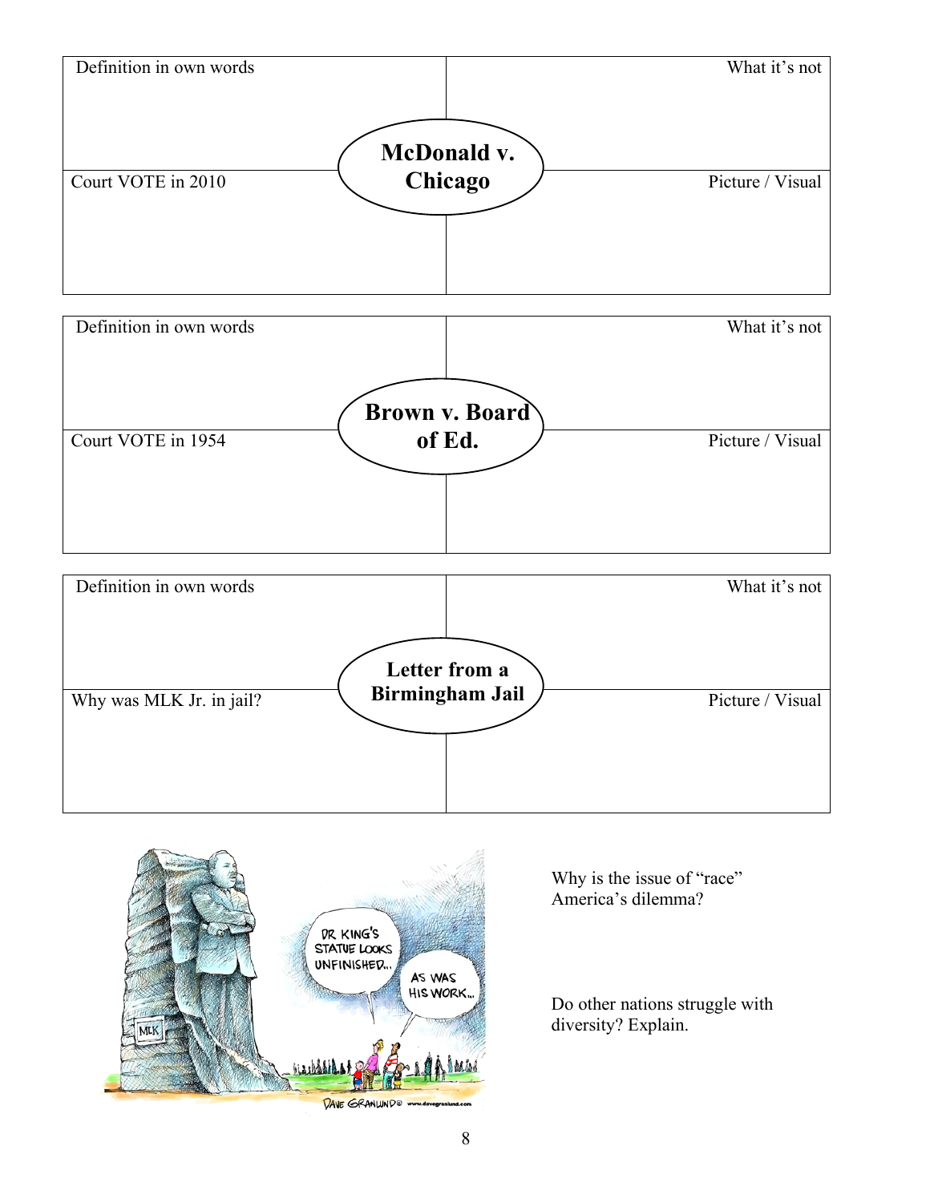| Definition in own words | What it's not |
|---|---|
| **McDonald v. Chicago** | |
| Court VOTE in 2010 | Picture / Visual |

| Definition in own words | What it's not |
|---|---|
| **Brown v. Board of Ed.** | |
| Court VOTE in 1954 | Picture / Visual |

| Definition in own words | What it's not |
|---|---|
| **Letter from a Birmingham Jail** | |
| Why was MLK Jr. in jail? | Picture / Visual |

Why is the issue of "race" America's dilemma?

Do other nations struggle with diversity? Explain.